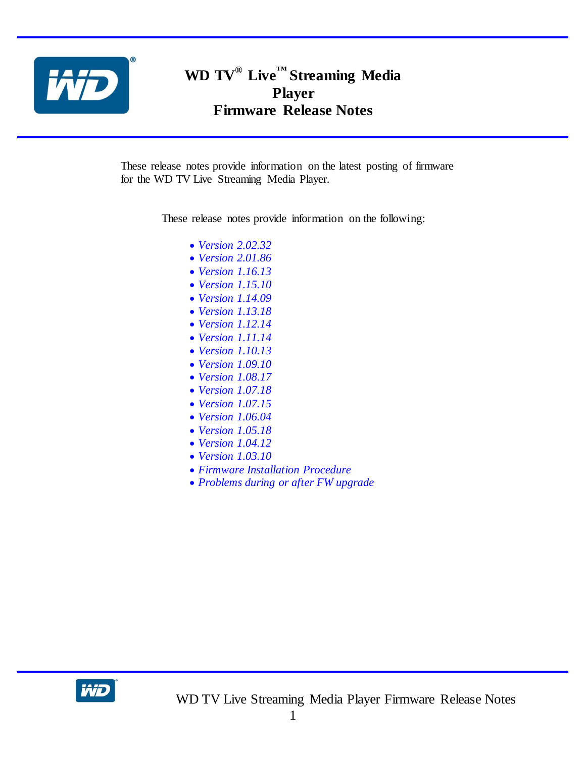# WD TV® Live™ Streaming Media Player Firmware Release Notes

These release notes provide information on the latest posting of firmware for the WD TV Live Streaming Media Player.

These release notes provide information on the following:

- *Version 2.02.32*
- *Version 2.01.86*
- *Version 1.16.13*
- *Version 1.15.10*
- *Version 1.14.09*
- *Version 1.13.18*
- *Version 1.12.14*
- *Version 1.11.14*
- *Version 1.10.13*
- *Version 1.09.10*
- *Version 1.08.17*
- *Version 1.07.18*
- *Version 1.07.15*
- *Version 1.06.04*
- *Version 1.05.18*
- *Version 1.04.12*
- *Version 1.03.10*
- *Firmware Installation Procedure*
- *Problems during or after FW upgrade*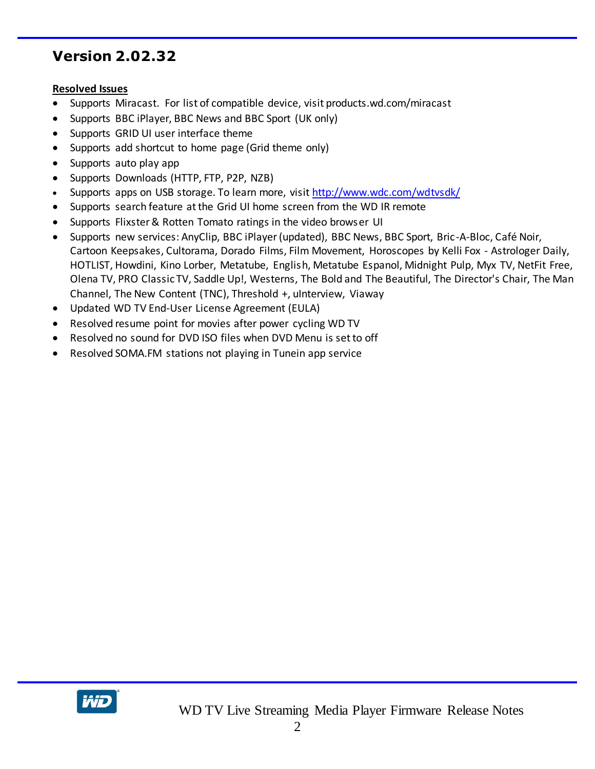## Version 2.02.32

**Resolved Issues**

- Supports Miracast. For list of compatible device, visit products.wd.com/miracast
- Supports BBC iPlayer, BBC News and BBC Sport (UK only)
- Supports GRID UI user interface theme
- Supports add shortcut to home page (Grid theme only)
- Supports auto play app
- Supports Downloads (HTTP, FTP, P2P, NZB)
- Supports apps on USB storage. To learn more, visit [http://www.wdc.com/wdtvsdk/](http://www.wdc.com/wdtvsdk/)
- Supports search feature at the Grid UI home screen from the WD IR remote
- Supports Flixster & Rotten Tomato ratings in the video browser UI
- Supports new services: AnyClip, BBC iPlayer (updated), BBC News, BBC Sport, Bric-A-Bloc, Café Noir, Cartoon Keepsakes, Cultorama, Dorado Films, Film Movement, Horoscopes by Kelli Fox - Astrologer Daily, HOTLIST, Howdini, Kino Lorber, Metatube, English, Metatube Espanol, Midnight Pulp, Myx TV, NetFit Free, Olena TV, PRO Classic TV, Saddle Up!, Westerns, The Bold and The Beautiful, The Director's Chair, The Man Channel, The New Content (TNC), Threshold +, uInterview, Viaway
- Updated WD TV End-User License Agreement (EULA)
- Resolved resume point for movies after power cycling WD TV
- Resolved no sound for DVD ISO files when DVD Menu is set to off
- Resolved SOMA.FM stations not playing in Tunein app service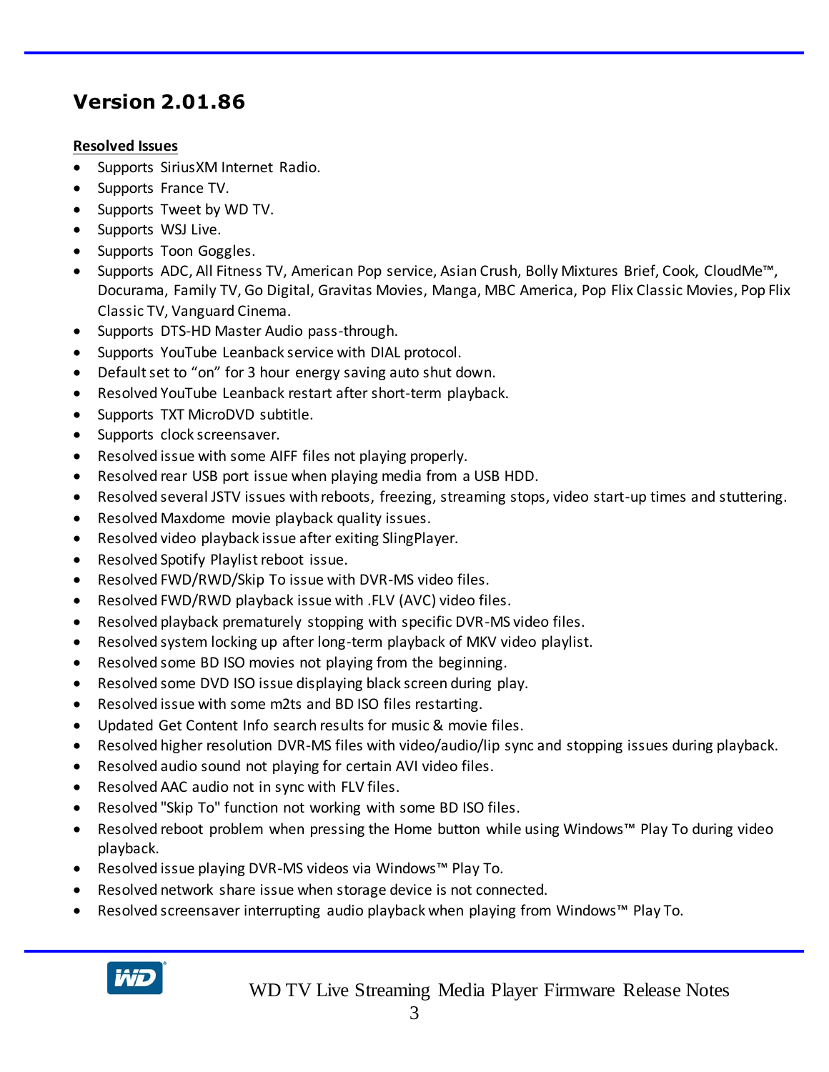## Version 2.01.86

**Resolved Issues**

- Supports SiriusXM Internet Radio.
- Supports France TV.
- Supports Tweet by WD TV.
- Supports WSJ Live.
- Supports Toon Goggles.
- Supports ADC, All Fitness TV, American Pop service, Asian Crush, Bolly Mixtures Brief, Cook, CloudMe™, Docurama, Family TV, Go Digital, Gravitas Movies, Manga, MBC America, Pop Flix Classic Movies, Pop Flix Classic TV, Vanguard Cinema.
- Supports DTS-HD Master Audio pass-through.
- Supports YouTube Leanback service with DIAL protocol.
- Default set to “on” for 3 hour energy saving auto shut down.
- Resolved YouTube Leanback restart after short-term playback.
- Supports TXT MicroDVD subtitle.
- Supports clock screensaver.
- Resolved issue with some AIFF files not playing properly.
- Resolved rear USB port issue when playing media from a USB HDD.
- Resolved several JSTV issues with reboots, freezing, streaming stops, video start-up times and stuttering.
- Resolved Maxdome movie playback quality issues.
- Resolved video playback issue after exiting SlingPlayer.
- Resolved Spotify Playlist reboot issue.
- Resolved FWD/RWD/Skip To issue with DVR-MS video files.
- Resolved FWD/RWD playback issue with .FLV (AVC) video files.
- Resolved playback prematurely stopping with specific DVR-MS video files.
- Resolved system locking up after long-term playback of MKV video playlist.
- Resolved some BD ISO movies not playing from the beginning.
- Resolved some DVD ISO issue displaying black screen during play.
- Resolved issue with some m2ts and BD ISO files restarting.
- Updated Get Content Info search results for music & movie files.
- Resolved higher resolution DVR-MS files with video/audio/lip sync and stopping issues during playback.
- Resolved audio sound not playing for certain AVI video files.
- Resolved AAC audio not in sync with FLV files.
- Resolved "Skip To" function not working with some BD ISO files.
- Resolved reboot problem when pressing the Home button while using Windows™ Play To during video playback.
- Resolved issue playing DVR-MS videos via Windows™ Play To.
- Resolved network share issue when storage device is not connected.
- Resolved screensaver interrupting audio playback when playing from Windows™ Play To.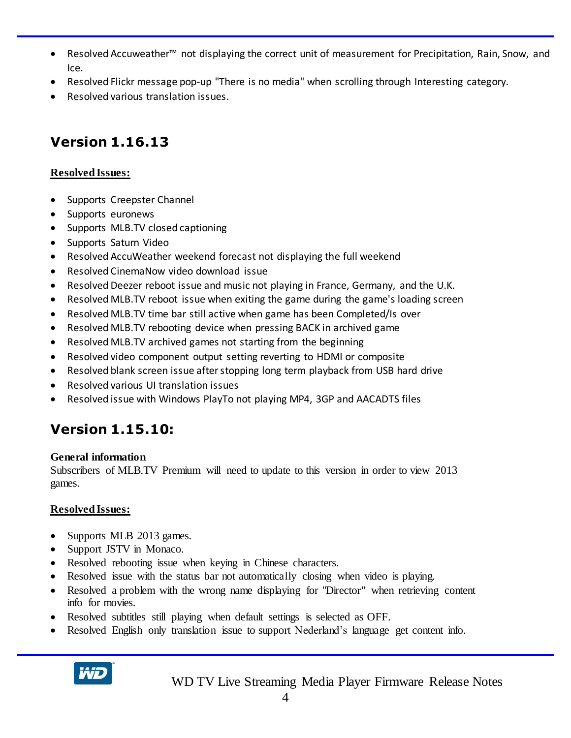- Resolved Accuweather™ not displaying the correct unit of measurement for Precipitation, Rain, Snow, and Ice.
- Resolved Flickr message pop-up "There is no media" when scrolling through Interesting category.
- Resolved various translation issues.

## Version 1.16.13

**Resolved Issues:**

- Supports Creepster Channel
- Supports euronews
- Supports MLB.TV closed captioning
- Supports Saturn Video
- Resolved AccuWeather weekend forecast not displaying the full weekend
- Resolved CinemaNow video download issue
- Resolved Deezer reboot issue and music not playing in France, Germany, and the U.K.
- Resolved MLB.TV reboot issue when exiting the game during the game's loading screen
- Resolved MLB.TV time bar still active when game has been Completed/Is over
- Resolved MLB.TV rebooting device when pressing BACK in archived game
- Resolved MLB.TV archived games not starting from the beginning
- Resolved video component output setting reverting to HDMI or composite
- Resolved blank screen issue after stopping long term playback from USB hard drive
- Resolved various UI translation issues
- Resolved issue with Windows PlayTo not playing MP4, 3GP and AACADTS files

## Version 1.15.10:

**General information**
Subscribers of MLB.TV Premium will need to update to this version in order to view 2013 games.

**Resolved Issues:**

- Supports MLB 2013 games.
- Support JSTV in Monaco.
- Resolved rebooting issue when keying in Chinese characters.
- Resolved issue with the status bar not automatically closing when video is playing.
- Resolved a problem with the wrong name displaying for "Director" when retrieving content info for movies.
- Resolved subtitles still playing when default settings is selected as OFF.
- Resolved English only translation issue to support Nederland's language get content info.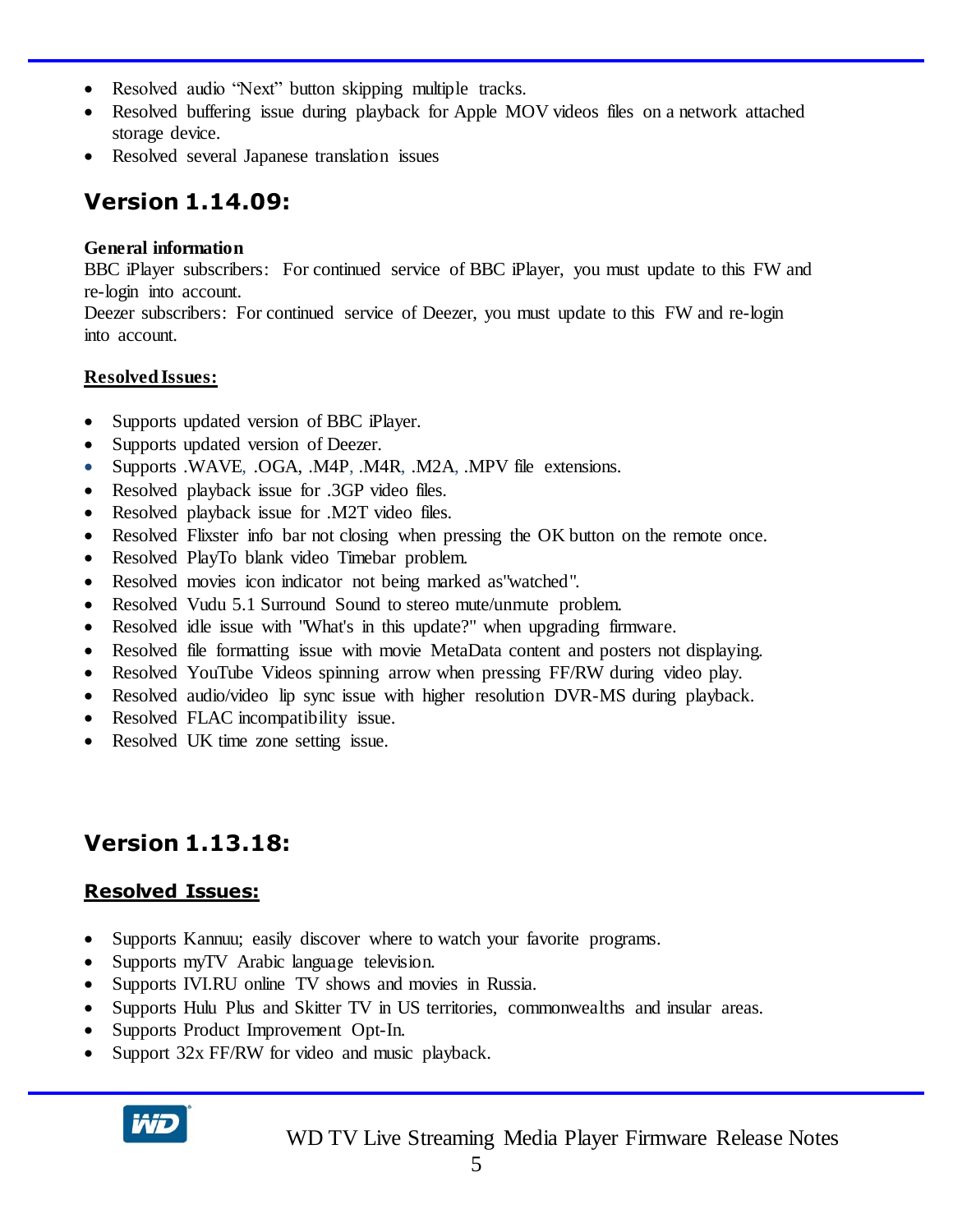- Resolved audio “Next” button skipping multiple tracks.
- Resolved buffering issue during playback for Apple MOV videos files on a network attached storage device.
- Resolved several Japanese translation issues

## Version 1.14.09:

**General information**

BBC iPlayer subscribers: For continued service of BBC iPlayer, you must update to this FW and re-login into account.

Deezer subscribers: For continued service of Deezer, you must update to this FW and re-login into account.

**Resolved Issues:**

- Supports updated version of BBC iPlayer.
- Supports updated version of Deezer.
- Supports .WAVE, .OGA, .M4P, .M4R, .M2A, .MPV file extensions.
- Resolved playback issue for .3GP video files.
- Resolved playback issue for .M2T video files.
- Resolved Flixster info bar not closing when pressing the OK button on the remote once.
- Resolved PlayTo blank video Timebar problem.
- Resolved movies icon indicator not being marked as"watched".
- Resolved Vudu 5.1 Surround Sound to stereo mute/unmute problem.
- Resolved idle issue with "What's in this update?" when upgrading firmware.
- Resolved file formatting issue with movie MetaData content and posters not displaying.
- Resolved YouTube Videos spinning arrow when pressing FF/RW during video play.
- Resolved audio/video lip sync issue with higher resolution DVR-MS during playback.
- Resolved FLAC incompatibility issue.
- Resolved UK time zone setting issue.

## Version 1.13.18:

### Resolved Issues:

- Supports Kannuu; easily discover where to watch your favorite programs.
- Supports myTV Arabic language television.
- Supports IVI.RU online TV shows and movies in Russia.
- Supports Hulu Plus and Skitter TV in US territories, commonwealths and insular areas.
- Supports Product Improvement Opt-In.
- Support 32x FF/RW for video and music playback.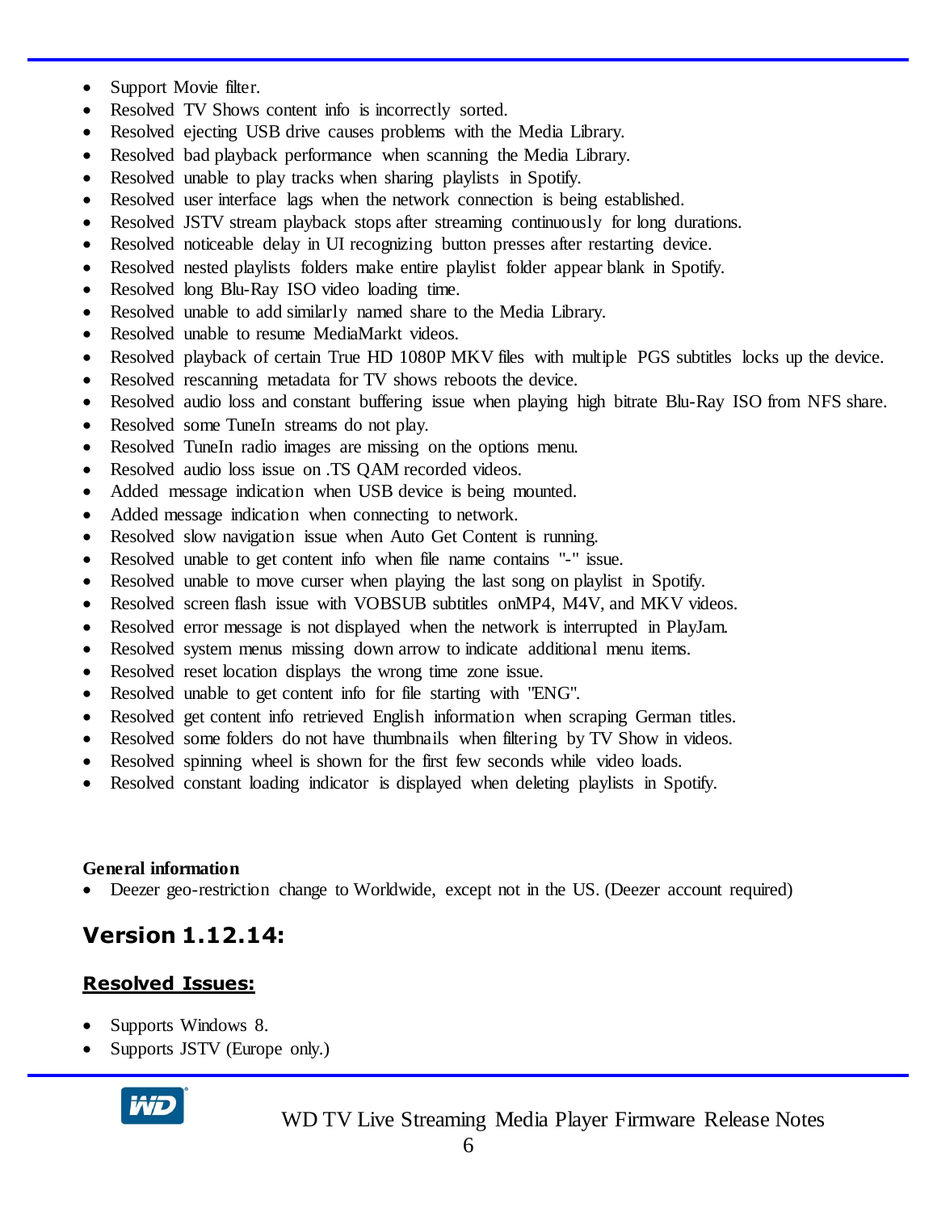- Support Movie filter.
- Resolved TV Shows content info is incorrectly sorted.
- Resolved ejecting USB drive causes problems with the Media Library.
- Resolved bad playback performance when scanning the Media Library.
- Resolved unable to play tracks when sharing playlists in Spotify.
- Resolved user interface lags when the network connection is being established.
- Resolved JSTV stream playback stops after streaming continuously for long durations.
- Resolved noticeable delay in UI recognizing button presses after restarting device.
- Resolved nested playlists folders make entire playlist folder appear blank in Spotify.
- Resolved long Blu-Ray ISO video loading time.
- Resolved unable to add similarly named share to the Media Library.
- Resolved unable to resume MediaMarkt videos.
- Resolved playback of certain True HD 1080P MKV files with multiple PGS subtitles locks up the device.
- Resolved rescanning metadata for TV shows reboots the device.
- Resolved audio loss and constant buffering issue when playing high bitrate Blu-Ray ISO from NFS share.
- Resolved some TuneIn streams do not play.
- Resolved TuneIn radio images are missing on the options menu.
- Resolved audio loss issue on .TS QAM recorded videos.
- Added message indication when USB device is being mounted.
- Added message indication when connecting to network.
- Resolved slow navigation issue when Auto Get Content is running.
- Resolved unable to get content info when file name contains "-" issue.
- Resolved unable to move curser when playing the last song on playlist in Spotify.
- Resolved screen flash issue with VOBSUB subtitles onMP4, M4V, and MKV videos.
- Resolved error message is not displayed when the network is interrupted in PlayJam.
- Resolved system menus missing down arrow to indicate additional menu items.
- Resolved reset location displays the wrong time zone issue.
- Resolved unable to get content info for file starting with "ENG".
- Resolved get content info retrieved English information when scraping German titles.
- Resolved some folders do not have thumbnails when filtering by TV Show in videos.
- Resolved spinning wheel is shown for the first few seconds while video loads.
- Resolved constant loading indicator is displayed when deleting playlists in Spotify.

**General information**

- Deezer geo-restriction change to Worldwide, except not in the US. (Deezer account required)

## Version 1.12.14:

### Resolved Issues:

- Supports Windows 8.
- Supports JSTV (Europe only.)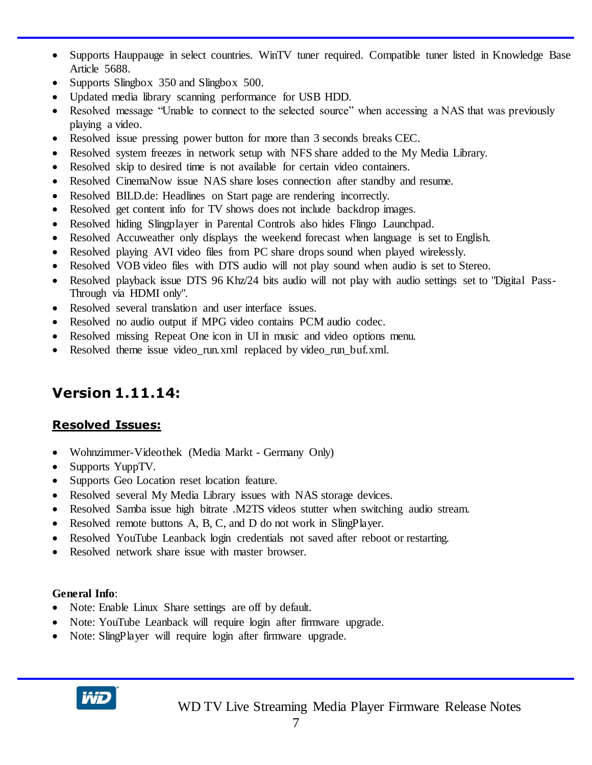- Supports Hauppauge in select countries. WinTV tuner required. Compatible tuner listed in Knowledge Base Article 5688.
- Supports Slingbox 350 and Slingbox 500.
- Updated media library scanning performance for USB HDD.
- Resolved message “Unable to connect to the selected source” when accessing a NAS that was previously playing a video.
- Resolved issue pressing power button for more than 3 seconds breaks CEC.
- Resolved system freezes in network setup with NFS share added to the My Media Library.
- Resolved skip to desired time is not available for certain video containers.
- Resolved CinemaNow issue NAS share loses connection after standby and resume.
- Resolved BILD.de: Headlines on Start page are rendering incorrectly.
- Resolved get content info for TV shows does not include backdrop images.
- Resolved hiding Slingplayer in Parental Controls also hides Flingo Launchpad.
- Resolved Accuweather only displays the weekend forecast when language is set to English.
- Resolved playing AVI video files from PC share drops sound when played wirelessly.
- Resolved VOB video files with DTS audio will not play sound when audio is set to Stereo.
- Resolved playback issue DTS 96 Khz/24 bits audio will not play with audio settings set to "Digital Pass-Through via HDMI only".
- Resolved several translation and user interface issues.
- Resolved no audio output if MPG video contains PCM audio codec.
- Resolved missing Repeat One icon in UI in music and video options menu.
- Resolved theme issue video_run.xml replaced by video_run_buf.xml.

## Version 1.11.14:

### Resolved Issues:

- Wohnzimmer-Videothek (Media Markt - Germany Only)
- Supports YuppTV.
- Supports Geo Location reset location feature.
- Resolved several My Media Library issues with NAS storage devices.
- Resolved Samba issue high bitrate .M2TS videos stutter when switching audio stream.
- Resolved remote buttons A, B, C, and D do not work in SlingPlayer.
- Resolved YouTube Leanback login credentials not saved after reboot or restarting.
- Resolved network share issue with master browser.

**General Info**:

- Note: Enable Linux Share settings are off by default.
- Note: YouTube Leanback will require login after firmware upgrade.
- Note: SlingPlayer will require login after firmware upgrade.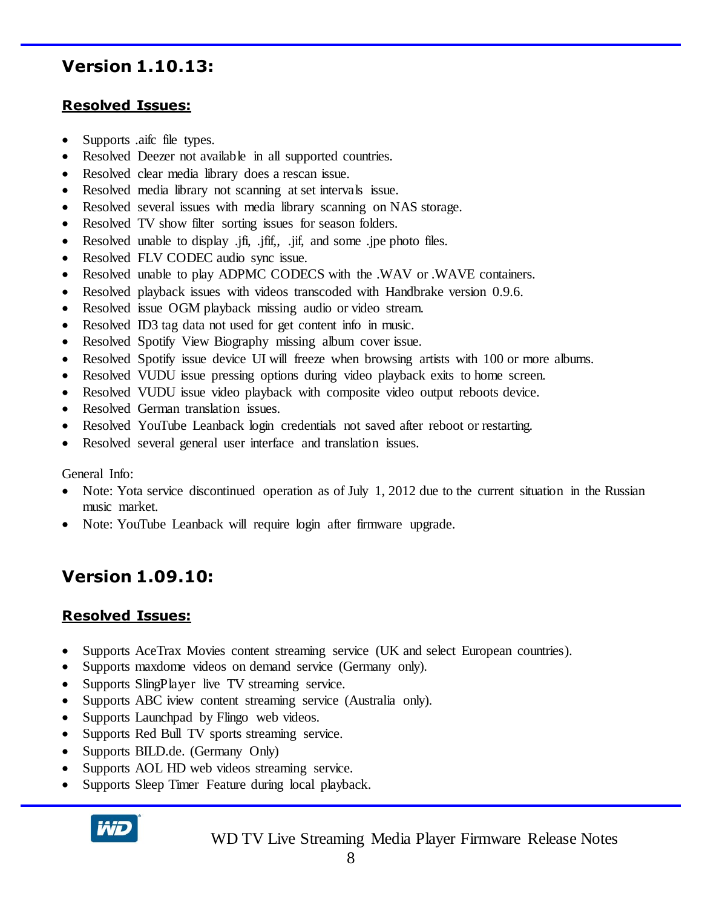## Version 1.10.13:

### Resolved Issues:

- Supports .aifc file types.
- Resolved Deezer not available in all supported countries.
- Resolved clear media library does a rescan issue.
- Resolved media library not scanning at set intervals issue.
- Resolved several issues with media library scanning on NAS storage.
- Resolved TV show filter sorting issues for season folders.
- Resolved unable to display .jfi, .jfif,, .jif, and some .jpe photo files.
- Resolved FLV CODEC audio sync issue.
- Resolved unable to play ADPMC CODECS with the .WAV or .WAVE containers.
- Resolved playback issues with videos transcoded with Handbrake version 0.9.6.
- Resolved issue OGM playback missing audio or video stream.
- Resolved ID3 tag data not used for get content info in music.
- Resolved Spotify View Biography missing album cover issue.
- Resolved Spotify issue device UI will freeze when browsing artists with 100 or more albums.
- Resolved VUDU issue pressing options during video playback exits to home screen.
- Resolved VUDU issue video playback with composite video output reboots device.
- Resolved German translation issues.
- Resolved YouTube Leanback login credentials not saved after reboot or restarting.
- Resolved several general user interface and translation issues.

General Info:

- Note: Yota service discontinued operation as of July 1, 2012 due to the current situation in the Russian music market.
- Note: YouTube Leanback will require login after firmware upgrade.

## Version 1.09.10:

### Resolved Issues:

- Supports AceTrax Movies content streaming service (UK and select European countries).
- Supports maxdome videos on demand service (Germany only).
- Supports SlingPlayer live TV streaming service.
- Supports ABC iview content streaming service (Australia only).
- Supports Launchpad by Flingo web videos.
- Supports Red Bull TV sports streaming service.
- Supports BILD.de. (Germany Only)
- Supports AOL HD web videos streaming service.
- Supports Sleep Timer Feature during local playback.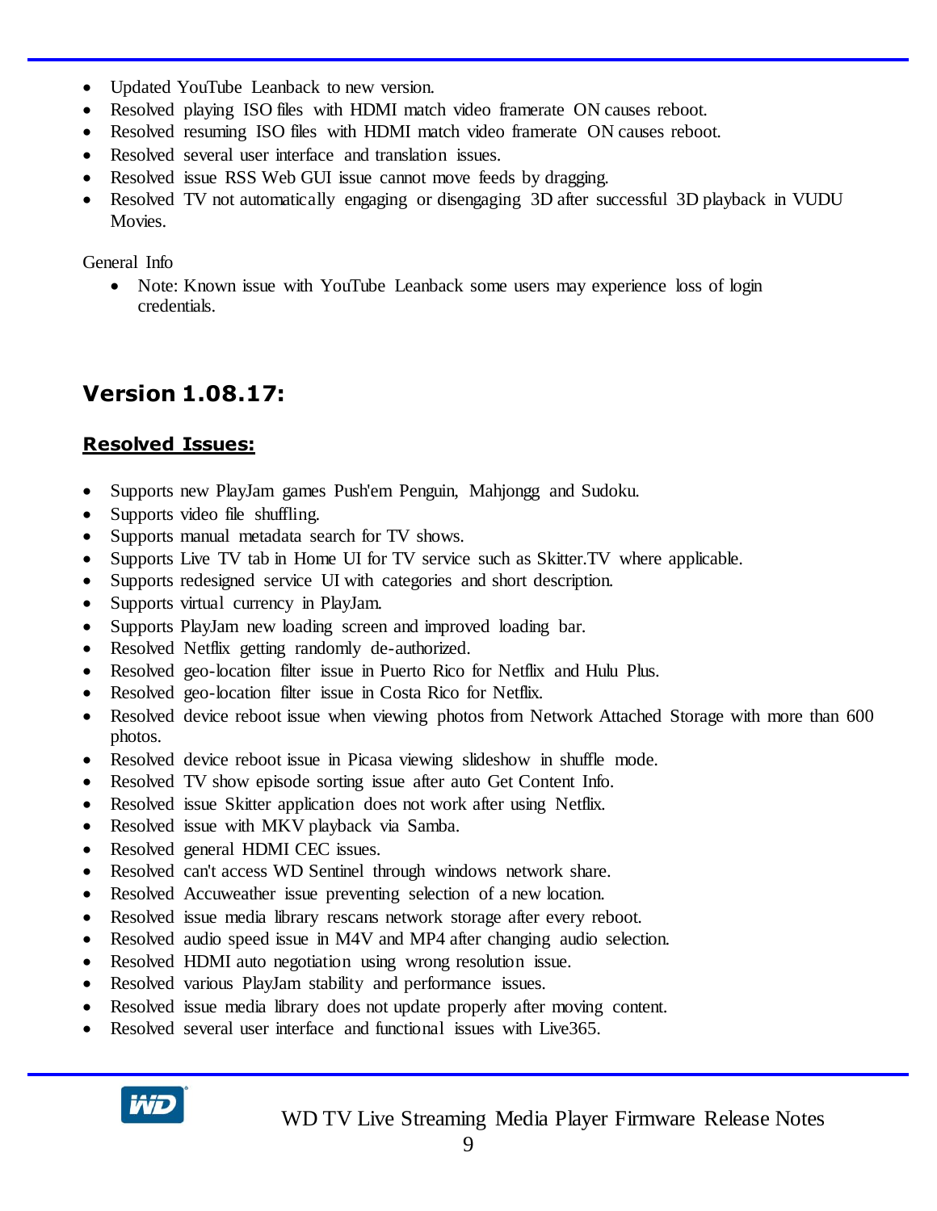- Updated YouTube Leanback to new version.
- Resolved playing ISO files with HDMI match video framerate ON causes reboot.
- Resolved resuming ISO files with HDMI match video framerate ON causes reboot.
- Resolved several user interface and translation issues.
- Resolved issue RSS Web GUI issue cannot move feeds by dragging.
- Resolved TV not automatically engaging or disengaging 3D after successful 3D playback in VUDU Movies.

General Info

- Note: Known issue with YouTube Leanback some users may experience loss of login credentials.

## Version 1.08.17:

### Resolved Issues:

- Supports new PlayJam games Push'em Penguin, Mahjongg and Sudoku.
- Supports video file shuffling.
- Supports manual metadata search for TV shows.
- Supports Live TV tab in Home UI for TV service such as Skitter.TV where applicable.
- Supports redesigned service UI with categories and short description.
- Supports virtual currency in PlayJam.
- Supports PlayJam new loading screen and improved loading bar.
- Resolved Netflix getting randomly de-authorized.
- Resolved geo-location filter issue in Puerto Rico for Netflix and Hulu Plus.
- Resolved geo-location filter issue in Costa Rico for Netflix.
- Resolved device reboot issue when viewing photos from Network Attached Storage with more than 600 photos.
- Resolved device reboot issue in Picasa viewing slideshow in shuffle mode.
- Resolved TV show episode sorting issue after auto Get Content Info.
- Resolved issue Skitter application does not work after using Netflix.
- Resolved issue with MKV playback via Samba.
- Resolved general HDMI CEC issues.
- Resolved can't access WD Sentinel through windows network share.
- Resolved Accuweather issue preventing selection of a new location.
- Resolved issue media library rescans network storage after every reboot.
- Resolved audio speed issue in M4V and MP4 after changing audio selection.
- Resolved HDMI auto negotiation using wrong resolution issue.
- Resolved various PlayJam stability and performance issues.
- Resolved issue media library does not update properly after moving content.
- Resolved several user interface and functional issues with Live365.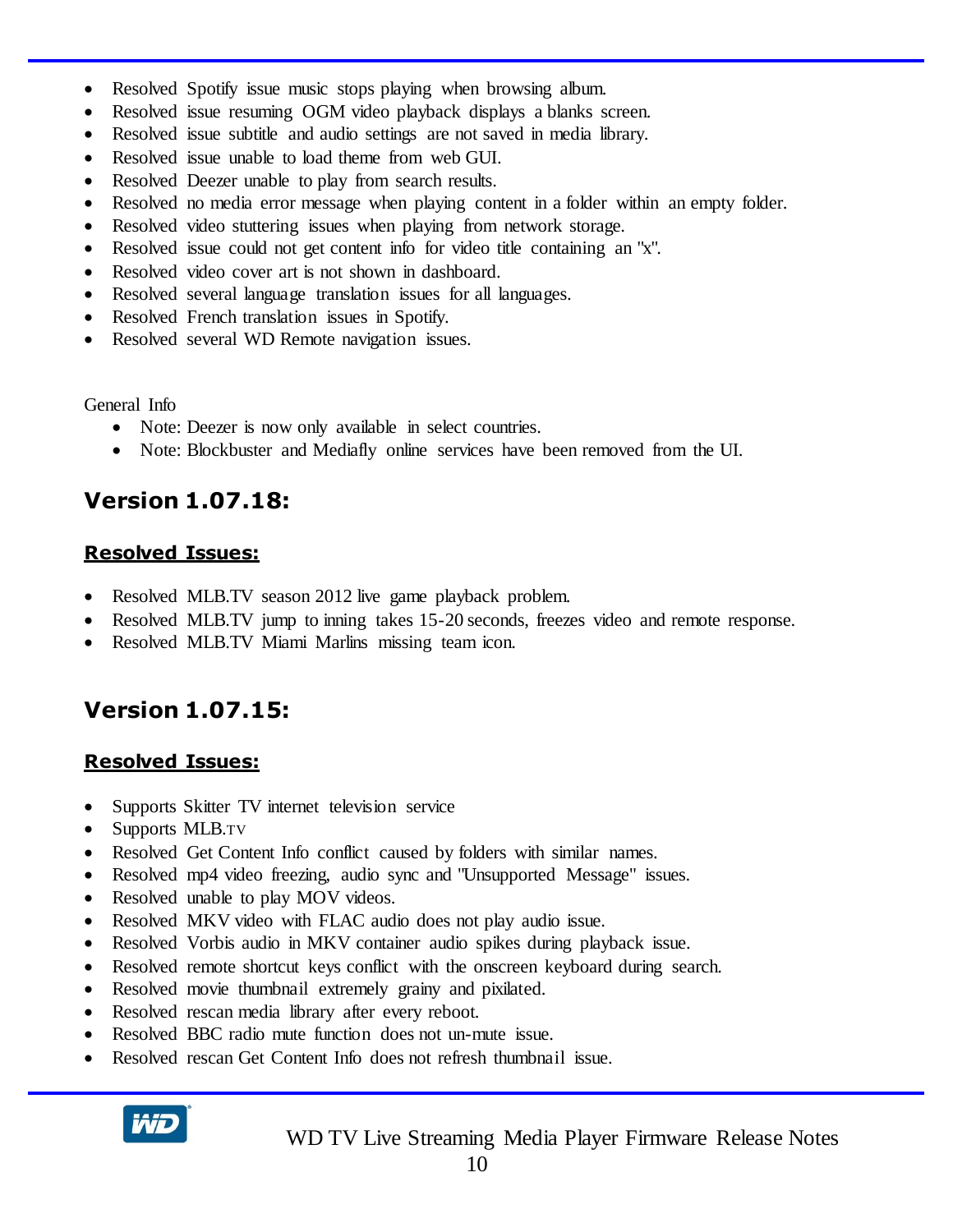- Resolved Spotify issue music stops playing when browsing album.
- Resolved issue resuming OGM video playback displays a blanks screen.
- Resolved issue subtitle and audio settings are not saved in media library.
- Resolved issue unable to load theme from web GUI.
- Resolved Deezer unable to play from search results.
- Resolved no media error message when playing content in a folder within an empty folder.
- Resolved video stuttering issues when playing from network storage.
- Resolved issue could not get content info for video title containing an "x".
- Resolved video cover art is not shown in dashboard.
- Resolved several language translation issues for all languages.
- Resolved French translation issues in Spotify.
- Resolved several WD Remote navigation issues.

General Info

- Note: Deezer is now only available in select countries.
- Note: Blockbuster and Mediafly online services have been removed from the UI.

## Version 1.07.18:

### Resolved Issues:

- Resolved MLB.TV season 2012 live game playback problem.
- Resolved MLB.TV jump to inning takes 15-20 seconds, freezes video and remote response.
- Resolved MLB.TV Miami Marlins missing team icon.

## Version 1.07.15:

### Resolved Issues:

- Supports Skitter TV internet television service
- Supports MLB.TV
- Resolved Get Content Info conflict caused by folders with similar names.
- Resolved mp4 video freezing, audio sync and "Unsupported Message" issues.
- Resolved unable to play MOV videos.
- Resolved MKV video with FLAC audio does not play audio issue.
- Resolved Vorbis audio in MKV container audio spikes during playback issue.
- Resolved remote shortcut keys conflict with the onscreen keyboard during search.
- Resolved movie thumbnail extremely grainy and pixilated.
- Resolved rescan media library after every reboot.
- Resolved BBC radio mute function does not un-mute issue.
- Resolved rescan Get Content Info does not refresh thumbnail issue.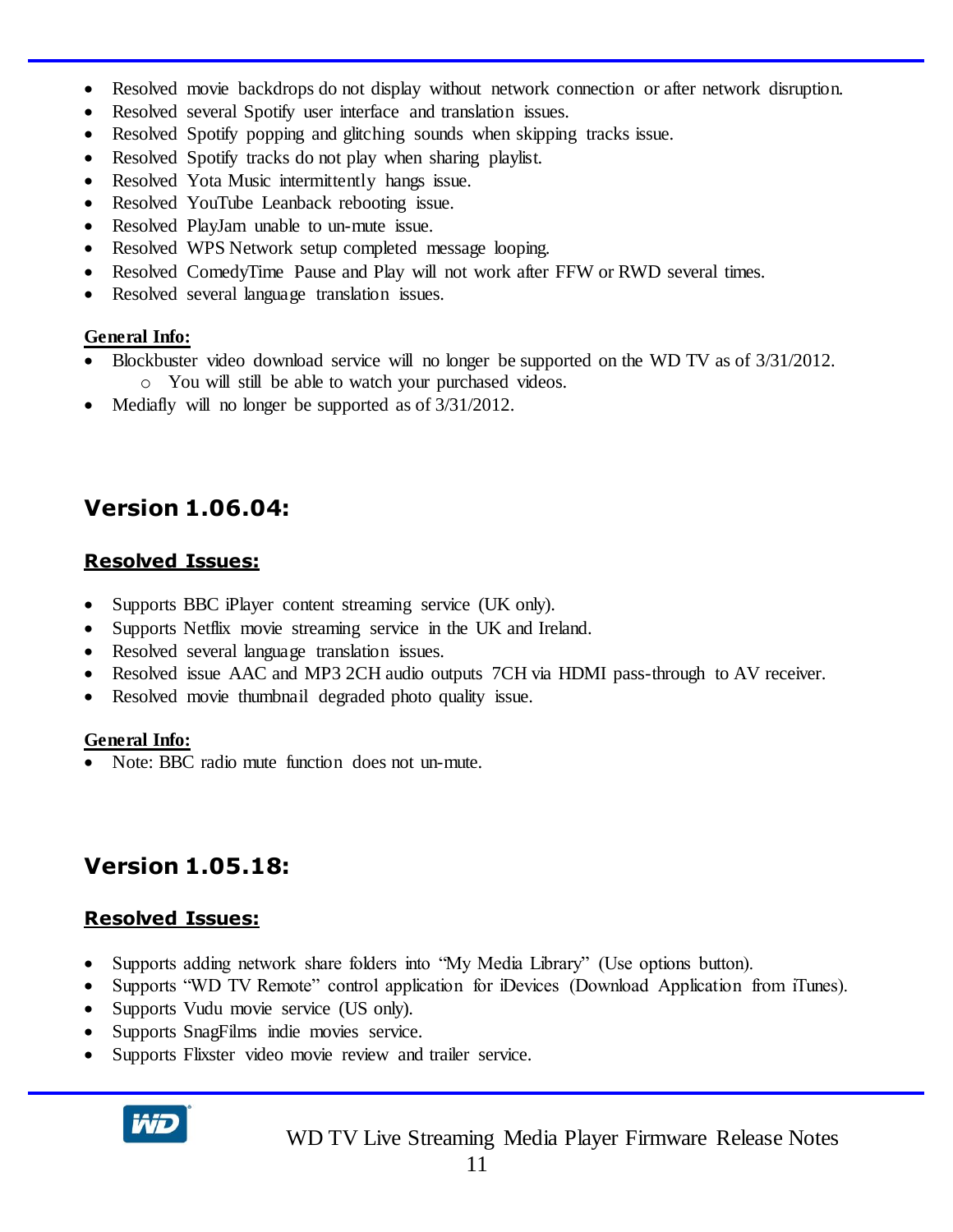- Resolved movie backdrops do not display without network connection or after network disruption.
- Resolved several Spotify user interface and translation issues.
- Resolved Spotify popping and glitching sounds when skipping tracks issue.
- Resolved Spotify tracks do not play when sharing playlist.
- Resolved Yota Music intermittently hangs issue.
- Resolved YouTube Leanback rebooting issue.
- Resolved PlayJam unable to un-mute issue.
- Resolved WPS Network setup completed message looping.
- Resolved ComedyTime Pause and Play will not work after FFW or RWD several times.
- Resolved several language translation issues.

**General Info:**

- Blockbuster video download service will no longer be supported on the WD TV as of 3/31/2012.
  - You will still be able to watch your purchased videos.
- Mediafly will no longer be supported as of 3/31/2012.

## Version 1.06.04:

**Resolved Issues:**

- Supports BBC iPlayer content streaming service (UK only).
- Supports Netflix movie streaming service in the UK and Ireland.
- Resolved several language translation issues.
- Resolved issue AAC and MP3 2CH audio outputs 7CH via HDMI pass-through to AV receiver.
- Resolved movie thumbnail degraded photo quality issue.

**General Info:**

- Note: BBC radio mute function does not un-mute.

## Version 1.05.18:

**Resolved Issues:**

- Supports adding network share folders into "My Media Library" (Use options button).
- Supports "WD TV Remote" control application for iDevices (Download Application from iTunes).
- Supports Vudu movie service (US only).
- Supports SnagFilms indie movies service.
- Supports Flixster video movie review and trailer service.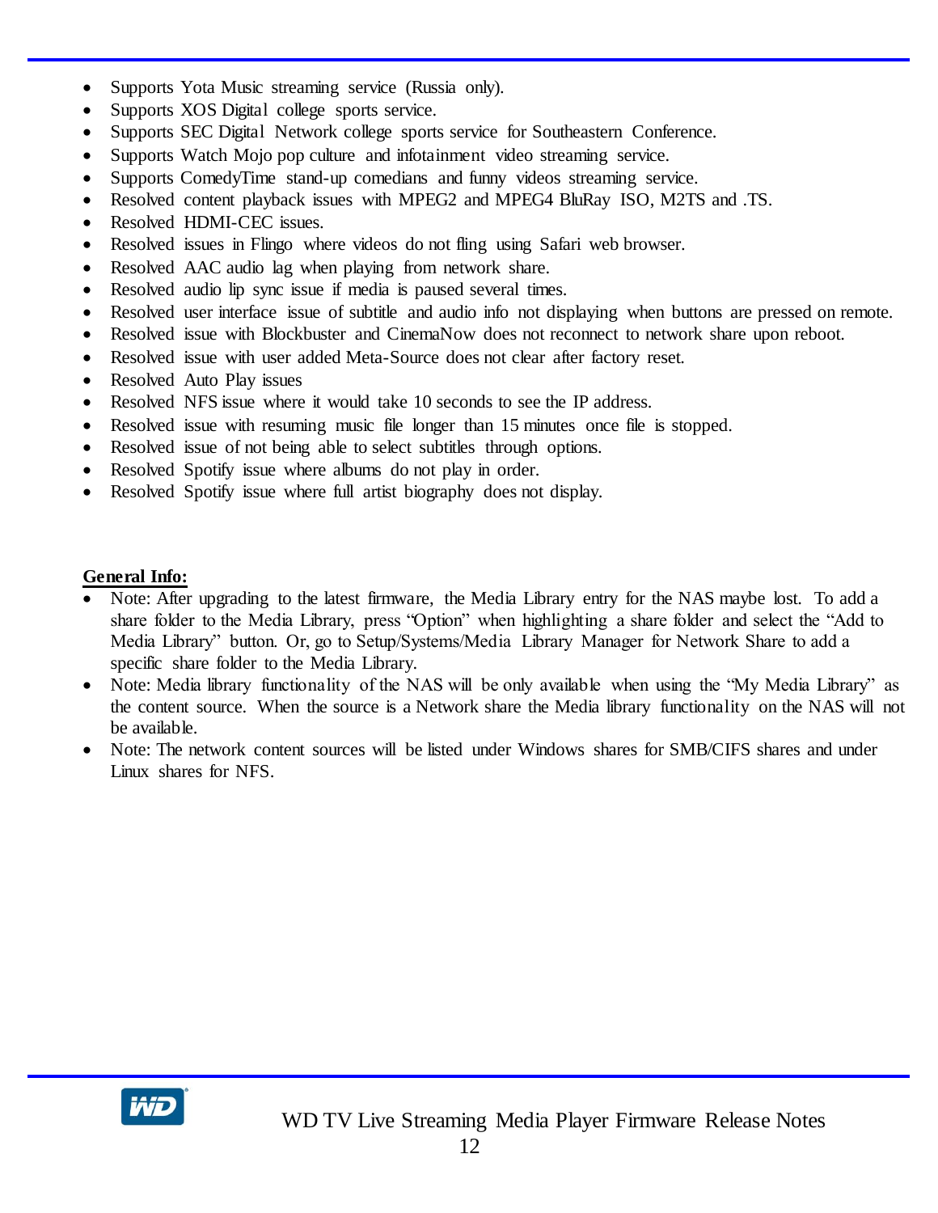- Supports Yota Music streaming service (Russia only).
- Supports XOS Digital college sports service.
- Supports SEC Digital Network college sports service for Southeastern Conference.
- Supports Watch Mojo pop culture and infotainment video streaming service.
- Supports ComedyTime stand-up comedians and funny videos streaming service.
- Resolved content playback issues with MPEG2 and MPEG4 BluRay ISO, M2TS and .TS.
- Resolved HDMI-CEC issues.
- Resolved issues in Flingo where videos do not fling using Safari web browser.
- Resolved AAC audio lag when playing from network share.
- Resolved audio lip sync issue if media is paused several times.
- Resolved user interface issue of subtitle and audio info not displaying when buttons are pressed on remote.
- Resolved issue with Blockbuster and CinemaNow does not reconnect to network share upon reboot.
- Resolved issue with user added Meta-Source does not clear after factory reset.
- Resolved Auto Play issues
- Resolved NFS issue where it would take 10 seconds to see the IP address.
- Resolved issue with resuming music file longer than 15 minutes once file is stopped.
- Resolved issue of not being able to select subtitles through options.
- Resolved Spotify issue where albums do not play in order.
- Resolved Spotify issue where full artist biography does not display.

**General Info:**

- Note: After upgrading to the latest firmware, the Media Library entry for the NAS maybe lost. To add a share folder to the Media Library, press "Option" when highlighting a share folder and select the "Add to Media Library" button. Or, go to Setup/Systems/Media Library Manager for Network Share to add a specific share folder to the Media Library.
- Note: Media library functionality of the NAS will be only available when using the "My Media Library" as the content source. When the source is a Network share the Media library functionality on the NAS will not be available.
- Note: The network content sources will be listed under Windows shares for SMB/CIFS shares and under Linux shares for NFS.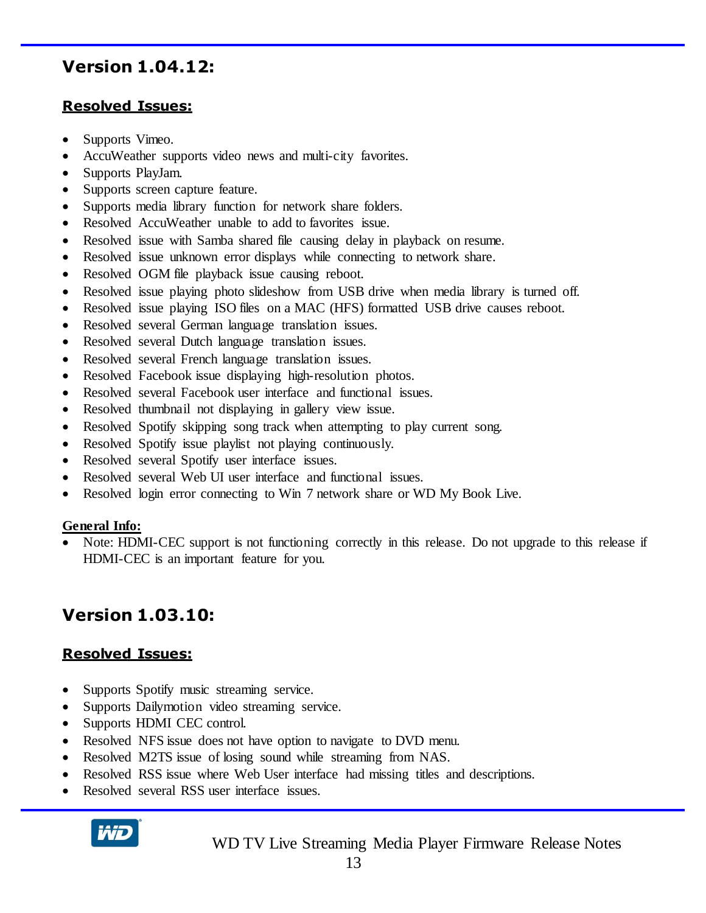## Version 1.04.12:

### Resolved Issues:

- Supports Vimeo.
- AccuWeather supports video news and multi-city favorites.
- Supports PlayJam.
- Supports screen capture feature.
- Supports media library function for network share folders.
- Resolved AccuWeather unable to add to favorites issue.
- Resolved issue with Samba shared file causing delay in playback on resume.
- Resolved issue unknown error displays while connecting to network share.
- Resolved OGM file playback issue causing reboot.
- Resolved issue playing photo slideshow from USB drive when media library is turned off.
- Resolved issue playing ISO files on a MAC (HFS) formatted USB drive causes reboot.
- Resolved several German language translation issues.
- Resolved several Dutch language translation issues.
- Resolved several French language translation issues.
- Resolved Facebook issue displaying high-resolution photos.
- Resolved several Facebook user interface and functional issues.
- Resolved thumbnail not displaying in gallery view issue.
- Resolved Spotify skipping song track when attempting to play current song.
- Resolved Spotify issue playlist not playing continuously.
- Resolved several Spotify user interface issues.
- Resolved several Web UI user interface and functional issues.
- Resolved login error connecting to Win 7 network share or WD My Book Live.

**General Info:**

- Note: HDMI-CEC support is not functioning correctly in this release. Do not upgrade to this release if HDMI-CEC is an important feature for you.

## Version 1.03.10:

### Resolved Issues:

- Supports Spotify music streaming service.
- Supports Dailymotion video streaming service.
- Supports HDMI CEC control.
- Resolved NFS issue does not have option to navigate to DVD menu.
- Resolved M2TS issue of losing sound while streaming from NAS.
- Resolved RSS issue where Web User interface had missing titles and descriptions.
- Resolved several RSS user interface issues.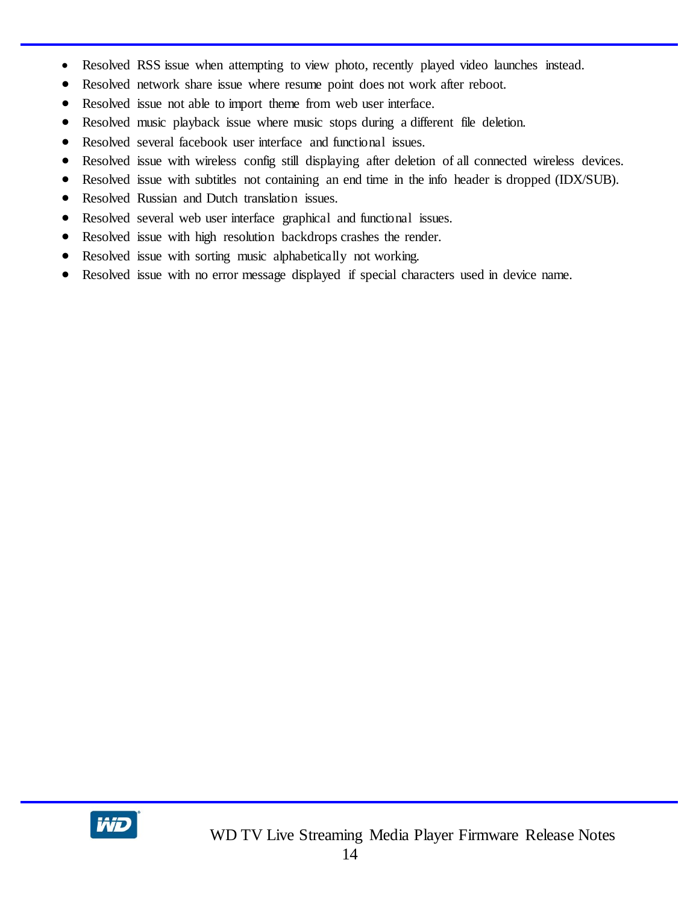- Resolved RSS issue when attempting to view photo, recently played video launches instead.
- Resolved network share issue where resume point does not work after reboot.
- Resolved issue not able to import theme from web user interface.
- Resolved music playback issue where music stops during a different file deletion.
- Resolved several facebook user interface and functional issues.
- Resolved issue with wireless config still displaying after deletion of all connected wireless devices.
- Resolved issue with subtitles not containing an end time in the info header is dropped (IDX/SUB).
- Resolved Russian and Dutch translation issues.
- Resolved several web user interface graphical and functional issues.
- Resolved issue with high resolution backdrops crashes the render.
- Resolved issue with sorting music alphabetically not working.
- Resolved issue with no error message displayed if special characters used in device name.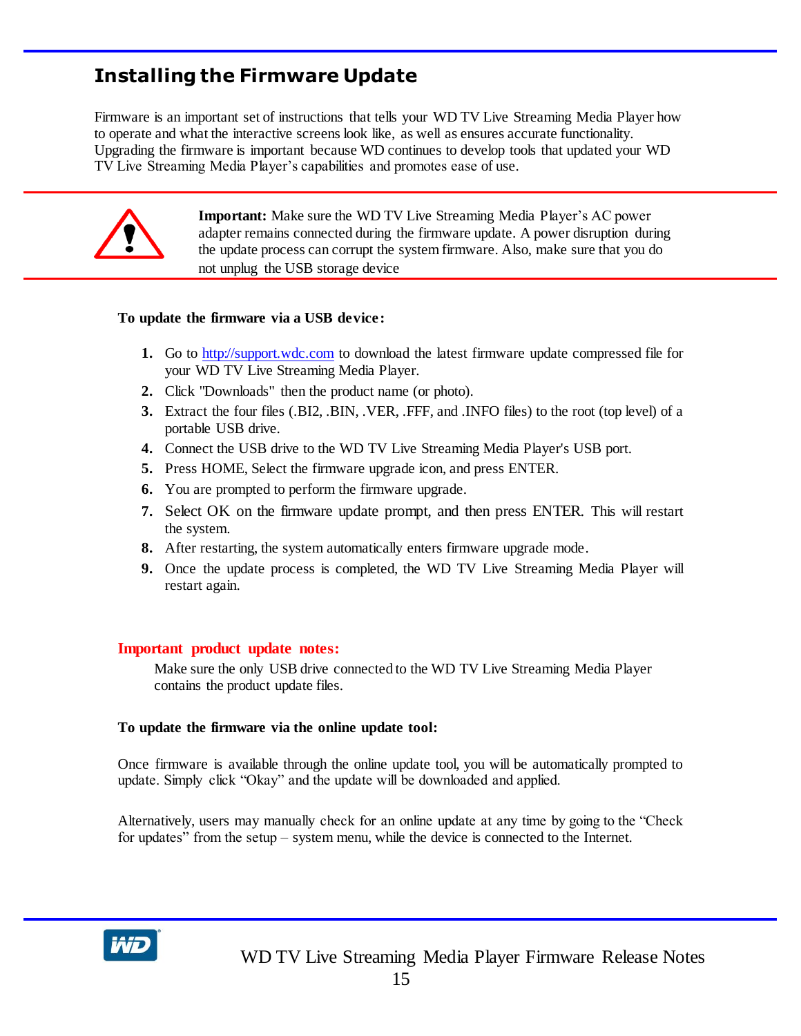## Installing the Firmware Update

Firmware is an important set of instructions that tells your WD TV Live Streaming Media Player how to operate and what the interactive screens look like, as well as ensures accurate functionality. Upgrading the firmware is important because WD continues to develop tools that updated your WD TV Live Streaming Media Player's capabilities and promotes ease of use.

**Important:** Make sure the WD TV Live Streaming Media Player's AC power adapter remains connected during the firmware update. A power disruption during the update process can corrupt the system firmware. Also, make sure that you do not unplug the USB storage device

**To update the firmware via a USB device:**

1. Go to http://support.wdc.com to download the latest firmware update compressed file for your WD TV Live Streaming Media Player.
2. Click "Downloads" then the product name (or photo).
3. Extract the four files (.BI2, .BIN, .VER, .FFF, and .INFO files) to the root (top level) of a portable USB drive.
4. Connect the USB drive to the WD TV Live Streaming Media Player's USB port.
5. Press HOME, Select the firmware upgrade icon, and press ENTER.
6. You are prompted to perform the firmware upgrade.
7. Select OK on the firmware update prompt, and then press ENTER. This will restart the system.
8. After restarting, the system automatically enters firmware upgrade mode.
9. Once the update process is completed, the WD TV Live Streaming Media Player will restart again.

**Important product update notes:**

Make sure the only USB drive connected to the WD TV Live Streaming Media Player contains the product update files.

**To update the firmware via the online update tool:**

Once firmware is available through the online update tool, you will be automatically prompted to update. Simply click "Okay" and the update will be downloaded and applied.

Alternatively, users may manually check for an online update at any time by going to the "Check for updates" from the setup – system menu, while the device is connected to the Internet.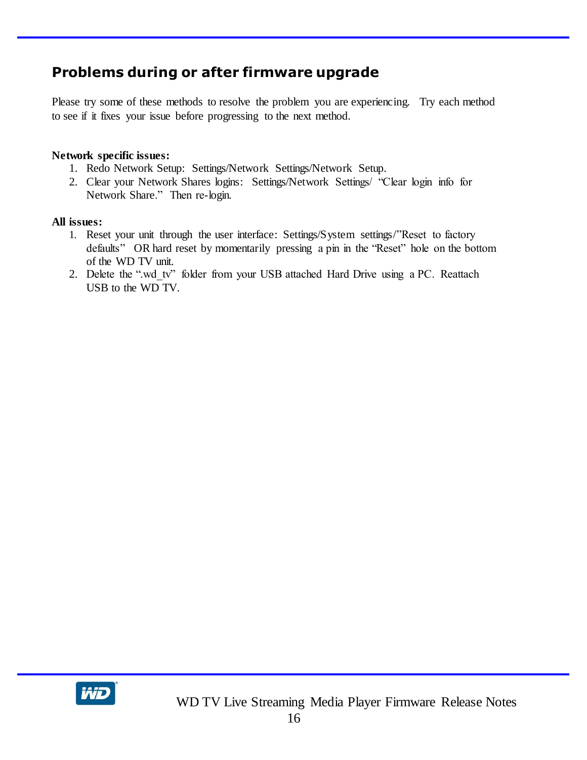## Problems during or after firmware upgrade

Please try some of these methods to resolve the problem you are experiencing. Try each method to see if it fixes your issue before progressing to the next method.

**Network specific issues:**

1. Redo Network Setup: Settings/Network Settings/Network Setup.
2. Clear your Network Shares logins: Settings/Network Settings/ "Clear login info for Network Share." Then re-login.

**All issues:**

1. Reset your unit through the user interface: Settings/System settings/"Reset to factory defaults" OR hard reset by momentarily pressing a pin in the "Reset" hole on the bottom of the WD TV unit.
2. Delete the ".wd_tv" folder from your USB attached Hard Drive using a PC. Reattach USB to the WD TV.